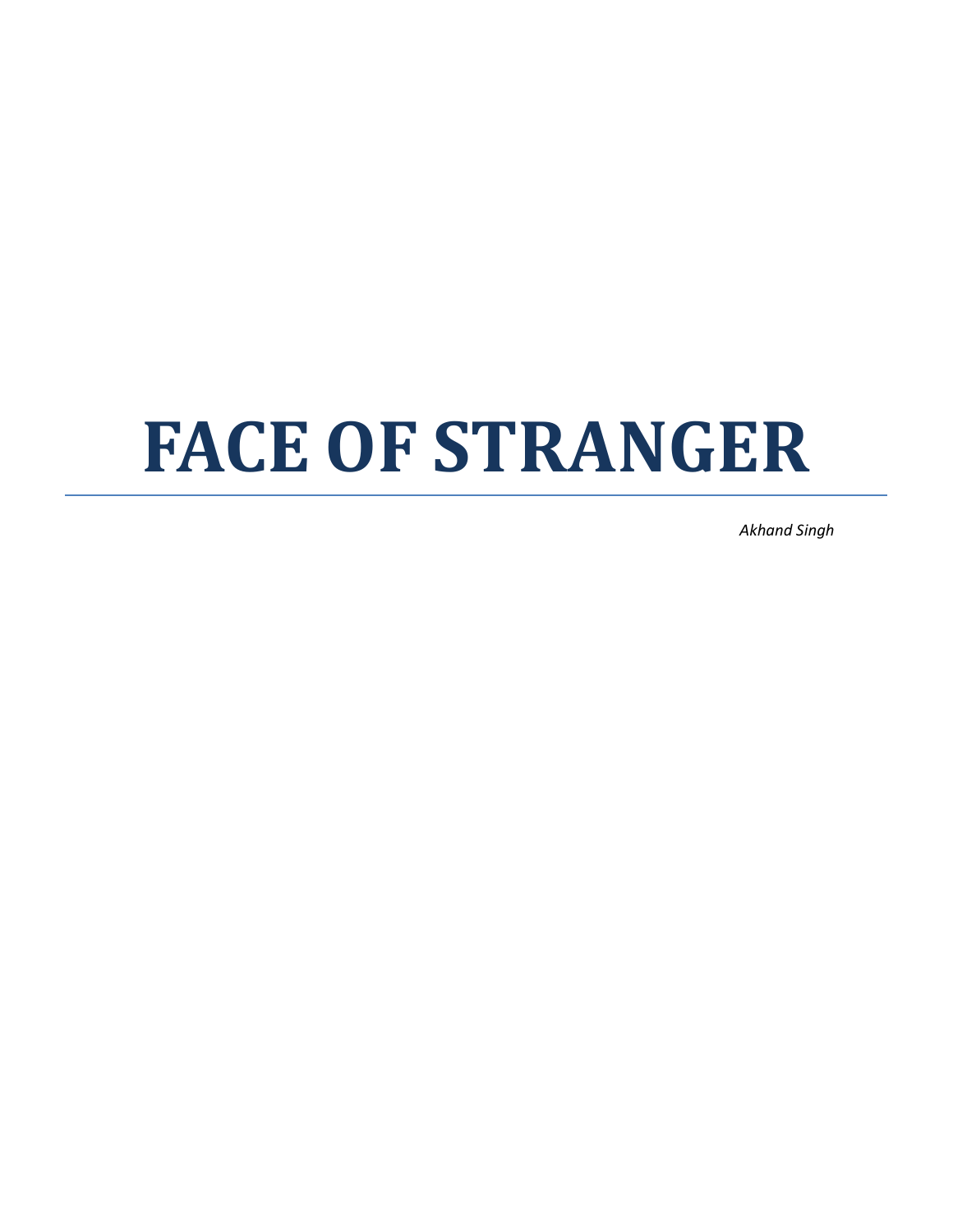# FACE OF STRANGER

*Akhand Singh*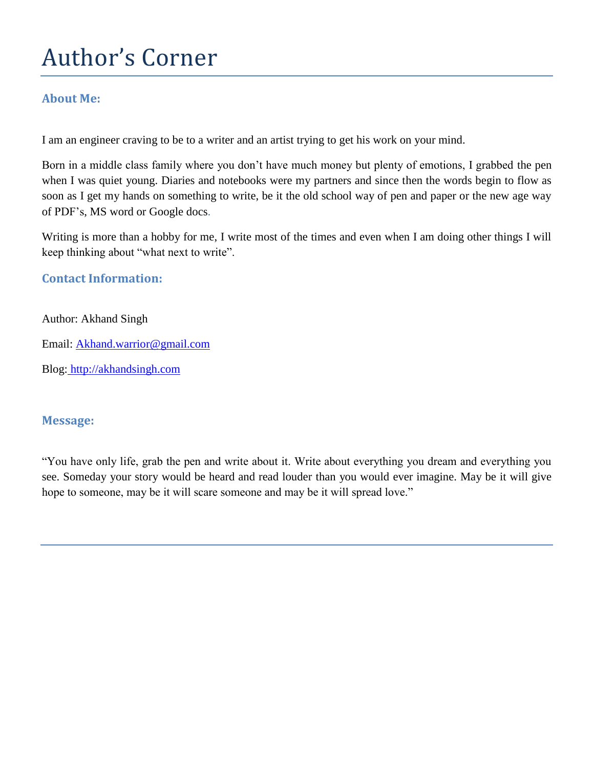# Author's Corner

### About Me:

I am an engineer craving to be to a writer and an artist trying to get his work on your mind.

Born in a middle class family where you don't have much money but plenty of emotions, I grabbed the pen when I was quiet young. Diaries and notebooks were my partners and since then the words begin to flow as soon as I get my hands on something to write, be it the old school way of pen and paper or the new age way of PDF's, MS word or Google docs.

Writing is more than a hobby for me, I write most of the times and even when I am doing other things I will keep thinking about "what next to write".

### Contact Information:

Author: Akhand Singh

Email: [Akhand.warrior@gmail.com](mailto:Akhand.warrior@gmail.com)

Blog: [http://akhandsingh.com](http://akhandsingh.com)

### Message:

"You have only life, grab the pen and write about it. Write about everything you dream and everything you see. Someday your story would be heard and read louder than you would ever imagine. May be it will give hope to someone, may be it will scare someone and may be it will spread love."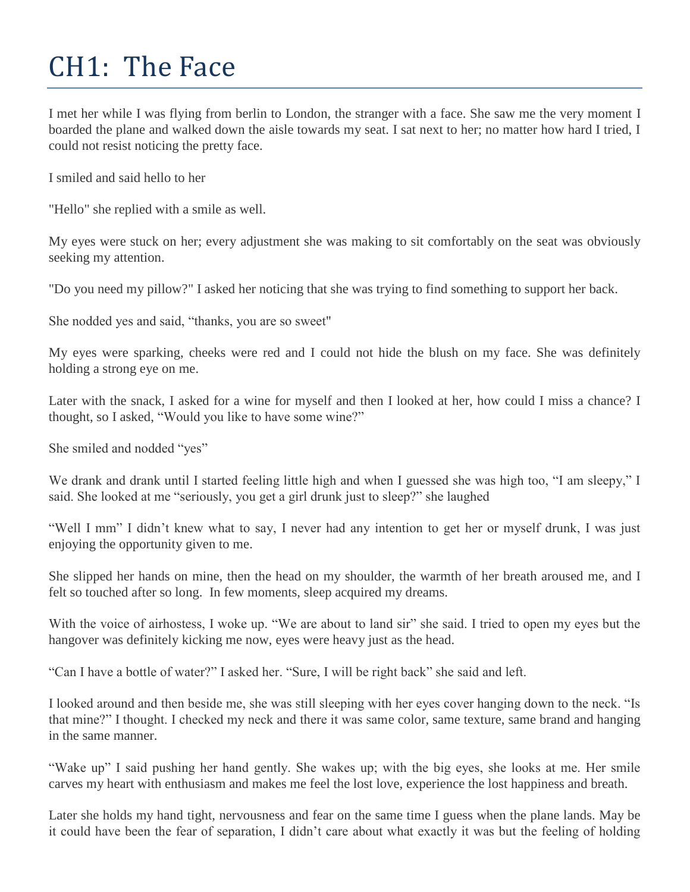# CH1: The Face

I met her while I was flying from berlin to London, the stranger with a face. She saw me the very moment I boarded the plane and walked down the aisle towards my seat. I sat next to her; no matter how hard I tried, I could not resist noticing the pretty face.

I smiled and said hello to her

"Hello" she replied with a smile as well.

My eyes were stuck on her; every adjustment she was making to sit comfortably on the seat was obviously seeking my attention.

"Do you need my pillow?" I asked her noticing that she was trying to find something to support her back.

She nodded yes and said, "thanks, you are so sweet"

My eyes were sparking, cheeks were red and I could not hide the blush on my face. She was definitely holding a strong eye on me.

Later with the snack, I asked for a wine for myself and then I looked at her, how could I miss a chance? I thought, so I asked, "Would you like to have some wine?"

She smiled and nodded "yes"

We drank and drank until I started feeling little high and when I guessed she was high too, "I am sleepy," I said. She looked at me "seriously, you get a girl drunk just to sleep?" she laughed

"Well I mm" I didn't knew what to say, I never had any intention to get her or myself drunk, I was just enjoying the opportunity given to me.

She slipped her hands on mine, then the head on my shoulder, the warmth of her breath aroused me, and I felt so touched after so long. In few moments, sleep acquired my dreams.

With the voice of airhostess, I woke up. "We are about to land sir" she said. I tried to open my eyes but the hangover was definitely kicking me now, eyes were heavy just as the head.

"Can I have a bottle of water?" I asked her. "Sure, I will be right back" she said and left.

I looked around and then beside me, she was still sleeping with her eyes cover hanging down to the neck. "Is that mine?" I thought. I checked my neck and there it was same color, same texture, same brand and hanging in the same manner.

"Wake up" I said pushing her hand gently. She wakes up; with the big eyes, she looks at me. Her smile carves my heart with enthusiasm and makes me feel the lost love, experience the lost happiness and breath.

Later she holds my hand tight, nervousness and fear on the same time I guess when the plane lands. May be it could have been the fear of separation, I didn't care about what exactly it was but the feeling of holding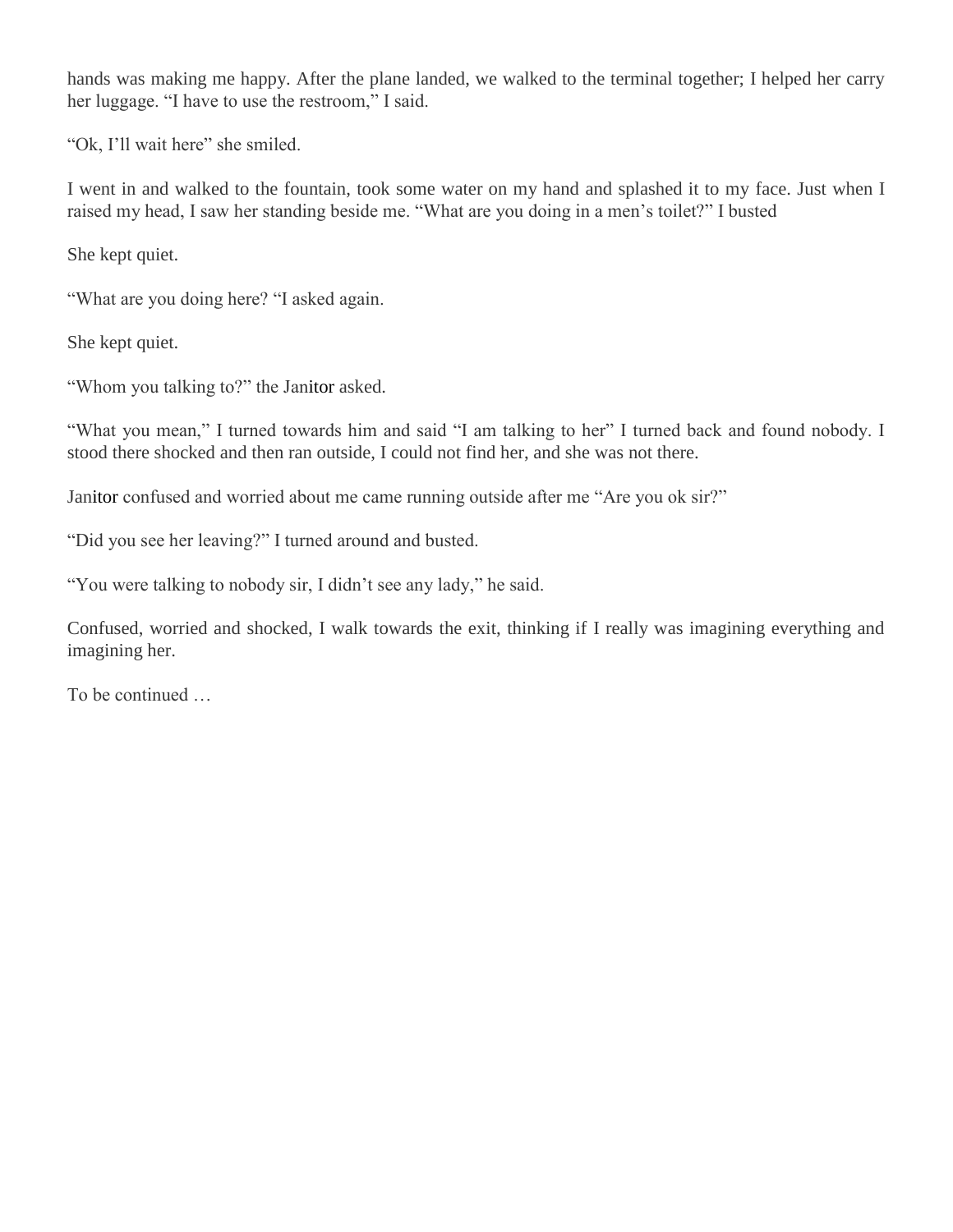hands was making me happy. After the plane landed, we walked to the terminal together; I helped her carry her luggage. “I have to use the restroom,” I said.

“Ok, I’ll wait here” she smiled.

I went in and walked to the fountain, took some water on my hand and splashed it to my face. Just when I raised my head, I saw her standing beside me. “What are you doing in a men’s toilet?” I busted

She kept quiet.

“What are you doing here? “I asked again.

She kept quiet.

“Whom you talking to?” the Janitor asked.

“What you mean,” I turned towards him and said “I am talking to her” I turned back and found nobody. I stood there shocked and then ran outside, I could not find her, and she was not there.

Janitor confused and worried about me came running outside after me “Are you ok sir?”

“Did you see her leaving?” I turned around and busted.

“You were talking to nobody sir, I didn’t see any lady,” he said.

Confused, worried and shocked, I walk towards the exit, thinking if I really was imagining everything and imagining her.

To be continued …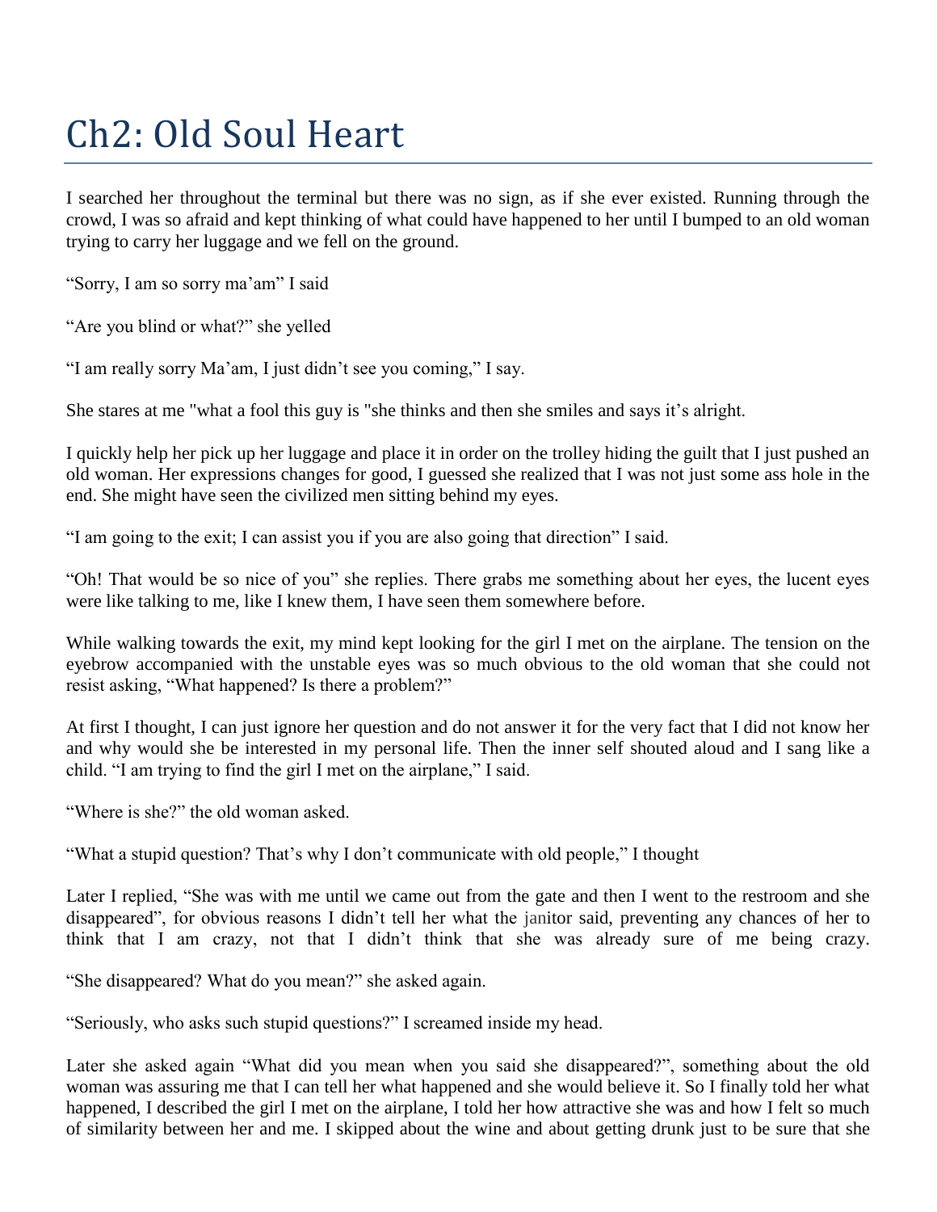# Ch2: Old Soul Heart

I searched her throughout the terminal but there was no sign, as if she ever existed. Running through the crowd, I was so afraid and kept thinking of what could have happened to her until I bumped to an old woman trying to carry her luggage and we fell on the ground.

"Sorry, I am so sorry ma'am" I said

"Are you blind or what?" she yelled

"I am really sorry Ma'am, I just didn't see you coming," I say.

She stares at me "what a fool this guy is "she thinks and then she smiles and says it's alright.

I quickly help her pick up her luggage and place it in order on the trolley hiding the guilt that I just pushed an old woman. Her expressions changes for good, I guessed she realized that I was not just some ass hole in the end. She might have seen the civilized men sitting behind my eyes.

"I am going to the exit; I can assist you if you are also going that direction" I said.

"Oh! That would be so nice of you" she replies. There grabs me something about her eyes, the lucent eyes were like talking to me, like I knew them, I have seen them somewhere before.

While walking towards the exit, my mind kept looking for the girl I met on the airplane. The tension on the eyebrow accompanied with the unstable eyes was so much obvious to the old woman that she could not resist asking, "What happened? Is there a problem?"

At first I thought, I can just ignore her question and do not answer it for the very fact that I did not know her and why would she be interested in my personal life. Then the inner self shouted aloud and I sang like a child. "I am trying to find the girl I met on the airplane," I said.

"Where is she?" the old woman asked.

"What a stupid question? That's why I don't communicate with old people," I thought

Later I replied, "She was with me until we came out from the gate and then I went to the restroom and she disappeared", for obvious reasons I didn't tell her what the janitor said, preventing any chances of her to think that I am crazy, not that I didn't think that she was already sure of me being crazy.

"She disappeared? What do you mean?" she asked again.

"Seriously, who asks such stupid questions?" I screamed inside my head.

Later she asked again "What did you mean when you said she disappeared?", something about the old woman was assuring me that I can tell her what happened and she would believe it. So I finally told her what happened, I described the girl I met on the airplane, I told her how attractive she was and how I felt so much of similarity between her and me. I skipped about the wine and about getting drunk just to be sure that she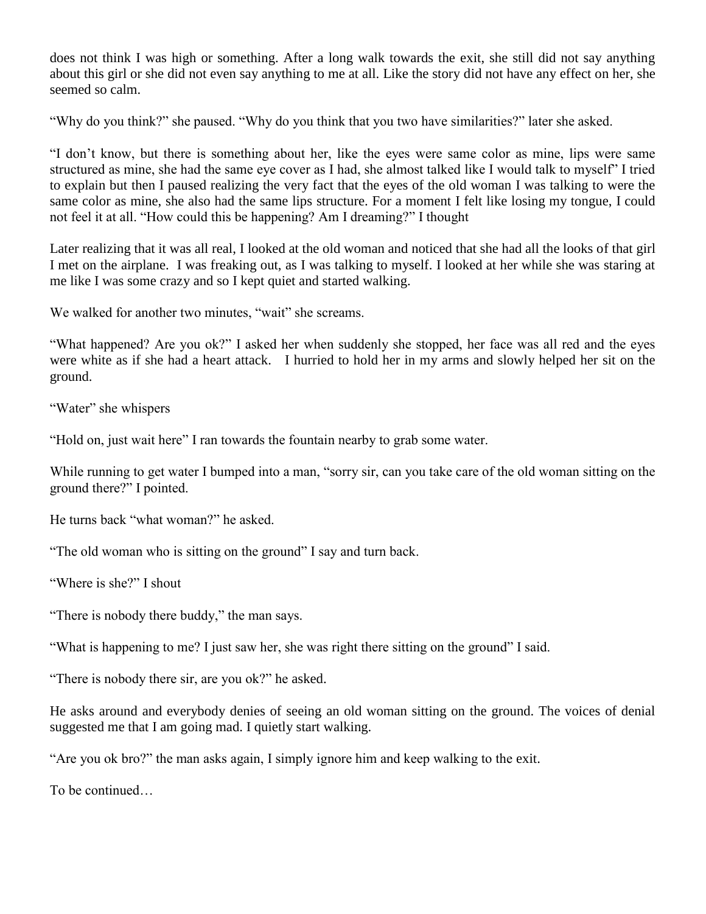does not think I was high or something. After a long walk towards the exit, she still did not say anything about this girl or she did not even say anything to me at all. Like the story did not have any effect on her, she seemed so calm.

“Why do you think?” she paused. “Why do you think that you two have similarities?” later she asked.

“I don’t know, but there is something about her, like the eyes were same color as mine, lips were same structured as mine, she had the same eye cover as I had, she almost talked like I would talk to myself” I tried to explain but then I paused realizing the very fact that the eyes of the old woman I was talking to were the same color as mine, she also had the same lips structure. For a moment I felt like losing my tongue, I could not feel it at all. “How could this be happening? Am I dreaming?” I thought

Later realizing that it was all real, I looked at the old woman and noticed that she had all the looks of that girl I met on the airplane. I was freaking out, as I was talking to myself. I looked at her while she was staring at me like I was some crazy and so I kept quiet and started walking.

We walked for another two minutes, “wait” she screams.

“What happened? Are you ok?” I asked her when suddenly she stopped, her face was all red and the eyes were white as if she had a heart attack. I hurried to hold her in my arms and slowly helped her sit on the ground.

“Water” she whispers

“Hold on, just wait here” I ran towards the fountain nearby to grab some water.

While running to get water I bumped into a man, “sorry sir, can you take care of the old woman sitting on the ground there?” I pointed.

He turns back “what woman?” he asked.

“The old woman who is sitting on the ground” I say and turn back.

“Where is she?” I shout

“There is nobody there buddy,” the man says.

“What is happening to me? I just saw her, she was right there sitting on the ground” I said.

“There is nobody there sir, are you ok?” he asked.

He asks around and everybody denies of seeing an old woman sitting on the ground. The voices of denial suggested me that I am going mad. I quietly start walking.

“Are you ok bro?” the man asks again, I simply ignore him and keep walking to the exit.

To be continued…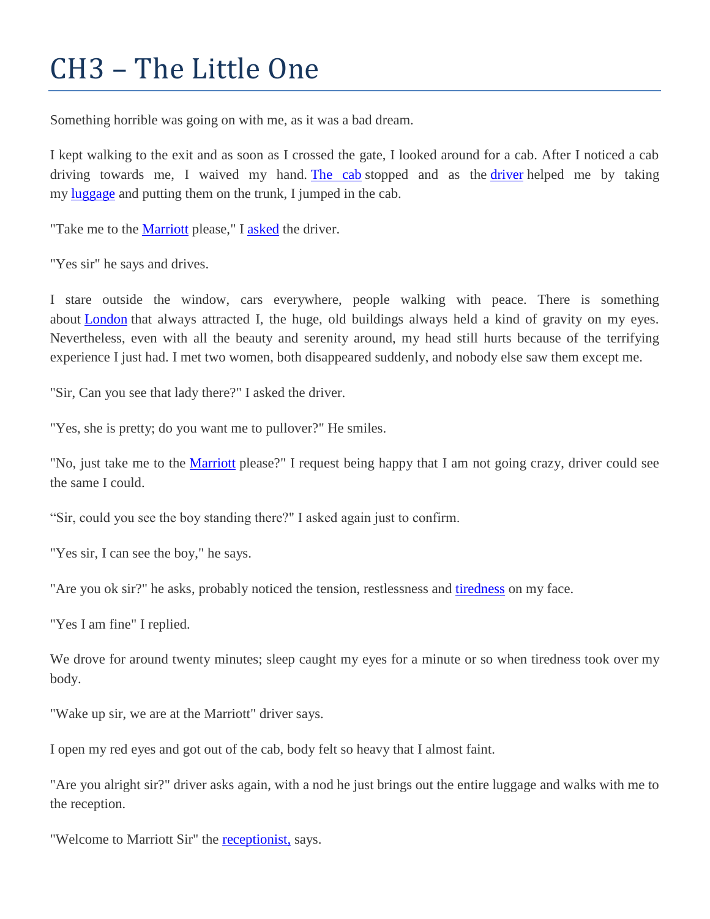# CH3 – The Little One

Something horrible was going on with me, as it was a bad dream.

I kept walking to the exit and as soon as I crossed the gate, I looked around for a cab. After I noticed a cab driving towards me, I waived my hand. The cab stopped and as the driver helped me by taking my luggage and putting them on the trunk, I jumped in the cab.

"Take me to the Marriott please," I asked the driver.

"Yes sir" he says and drives.

I stare outside the window, cars everywhere, people walking with peace. There is something about London that always attracted I, the huge, old buildings always held a kind of gravity on my eyes. Nevertheless, even with all the beauty and serenity around, my head still hurts because of the terrifying experience I just had. I met two women, both disappeared suddenly, and nobody else saw them except me.

"Sir, Can you see that lady there?" I asked the driver.

"Yes, she is pretty; do you want me to pullover?" He smiles.

"No, just take me to the Marriott please?" I request being happy that I am not going crazy, driver could see the same I could.

“Sir, could you see the boy standing there?" I asked again just to confirm.

"Yes sir, I can see the boy," he says.

"Are you ok sir?" he asks, probably noticed the tension, restlessness and tiredness on my face.

"Yes I am fine" I replied.

We drove for around twenty minutes; sleep caught my eyes for a minute or so when tiredness took over my body.

"Wake up sir, we are at the Marriott" driver says.

I open my red eyes and got out of the cab, body felt so heavy that I almost faint.

"Are you alright sir?" driver asks again, with a nod he just brings out the entire luggage and walks with me to the reception.

"Welcome to Marriott Sir" the receptionist, says.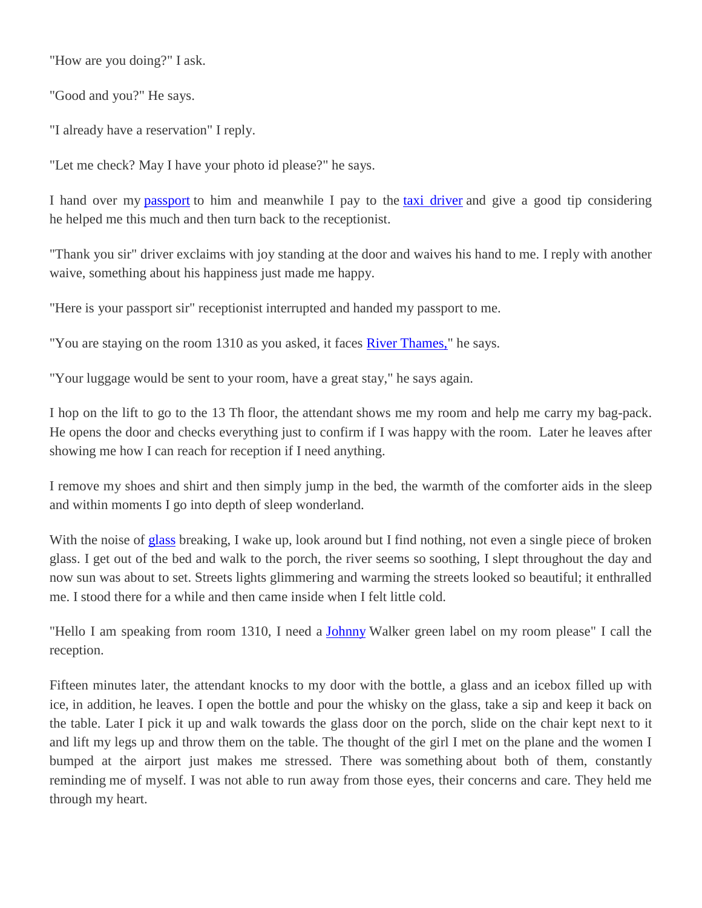"How are you doing?" I ask.

"Good and you?" He says.

"I already have a reservation" I reply.

"Let me check? May I have your photo id please?" he says.

I hand over my passport to him and meanwhile I pay to the taxi driver and give a good tip considering he helped me this much and then turn back to the receptionist.

"Thank you sir" driver exclaims with joy standing at the door and waives his hand to me. I reply with another waive, something about his happiness just made me happy.

"Here is your passport sir" receptionist interrupted and handed my passport to me.

"You are staying on the room 1310 as you asked, it faces River Thames," he says.

"Your luggage would be sent to your room, have a great stay," he says again.

I hop on the lift to go to the 13 Th floor, the attendant shows me my room and help me carry my bag-pack. He opens the door and checks everything just to confirm if I was happy with the room. Later he leaves after showing me how I can reach for reception if I need anything.

I remove my shoes and shirt and then simply jump in the bed, the warmth of the comforter aids in the sleep and within moments I go into depth of sleep wonderland.

With the noise of glass breaking, I wake up, look around but I find nothing, not even a single piece of broken glass. I get out of the bed and walk to the porch, the river seems so soothing, I slept throughout the day and now sun was about to set. Streets lights glimmering and warming the streets looked so beautiful; it enthralled me. I stood there for a while and then came inside when I felt little cold.

"Hello I am speaking from room 1310, I need a Johnny Walker green label on my room please" I call the reception.

Fifteen minutes later, the attendant knocks to my door with the bottle, a glass and an icebox filled up with ice, in addition, he leaves. I open the bottle and pour the whisky on the glass, take a sip and keep it back on the table. Later I pick it up and walk towards the glass door on the porch, slide on the chair kept next to it and lift my legs up and throw them on the table. The thought of the girl I met on the plane and the women I bumped at the airport just makes me stressed. There was something about both of them, constantly reminding me of myself. I was not able to run away from those eyes, their concerns and care. They held me through my heart.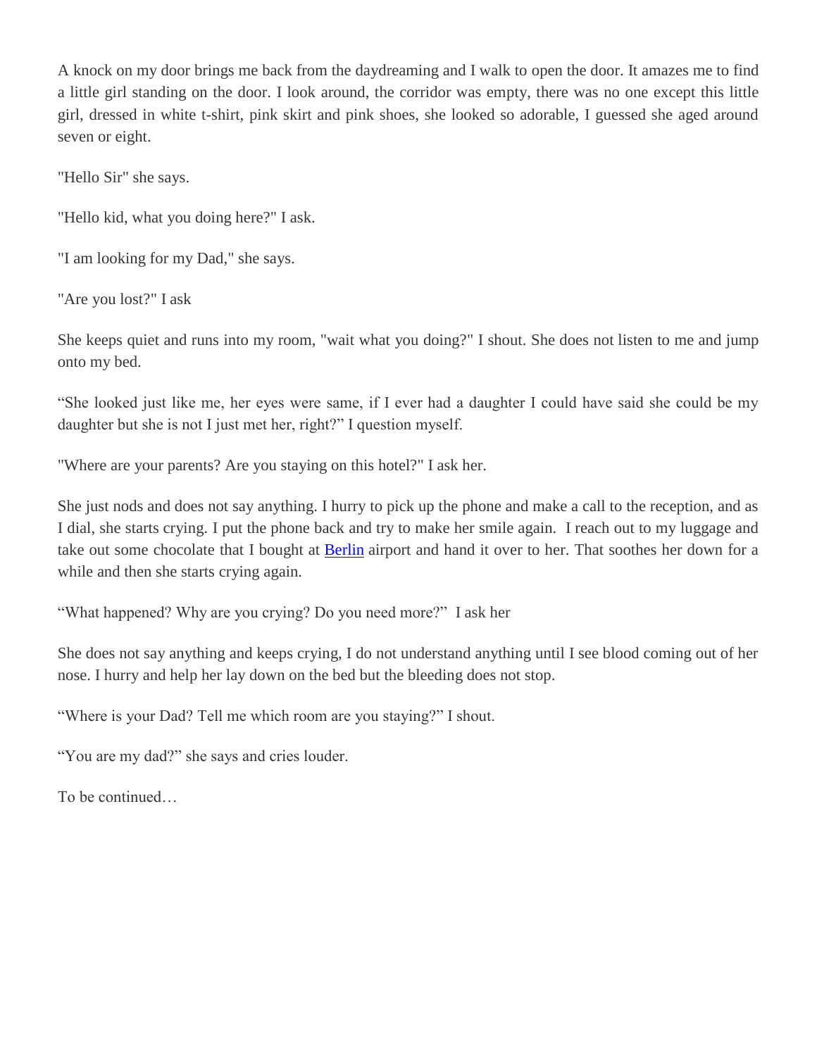A knock on my door brings me back from the daydreaming and I walk to open the door. It amazes me to find a little girl standing on the door. I look around, the corridor was empty, there was no one except this little girl, dressed in white t-shirt, pink skirt and pink shoes, she looked so adorable, I guessed she aged around seven or eight.

"Hello Sir" she says.

"Hello kid, what you doing here?" I ask.

"I am looking for my Dad," she says.

"Are you lost?" I ask

She keeps quiet and runs into my room, "wait what you doing?" I shout. She does not listen to me and jump onto my bed.

"She looked just like me, her eyes were same, if I ever had a daughter I could have said she could be my daughter but she is not I just met her, right?" I question myself.

"Where are your parents? Are you staying on this hotel?" I ask her.

She just nods and does not say anything. I hurry to pick up the phone and make a call to the reception, and as I dial, she starts crying. I put the phone back and try to make her smile again. I reach out to my luggage and take out some chocolate that I bought at Berlin airport and hand it over to her. That soothes her down for a while and then she starts crying again.

"What happened? Why are you crying? Do you need more?" I ask her

She does not say anything and keeps crying, I do not understand anything until I see blood coming out of her nose. I hurry and help her lay down on the bed but the bleeding does not stop.

"Where is your Dad? Tell me which room are you staying?" I shout.

"You are my dad?" she says and cries louder.

To be continued…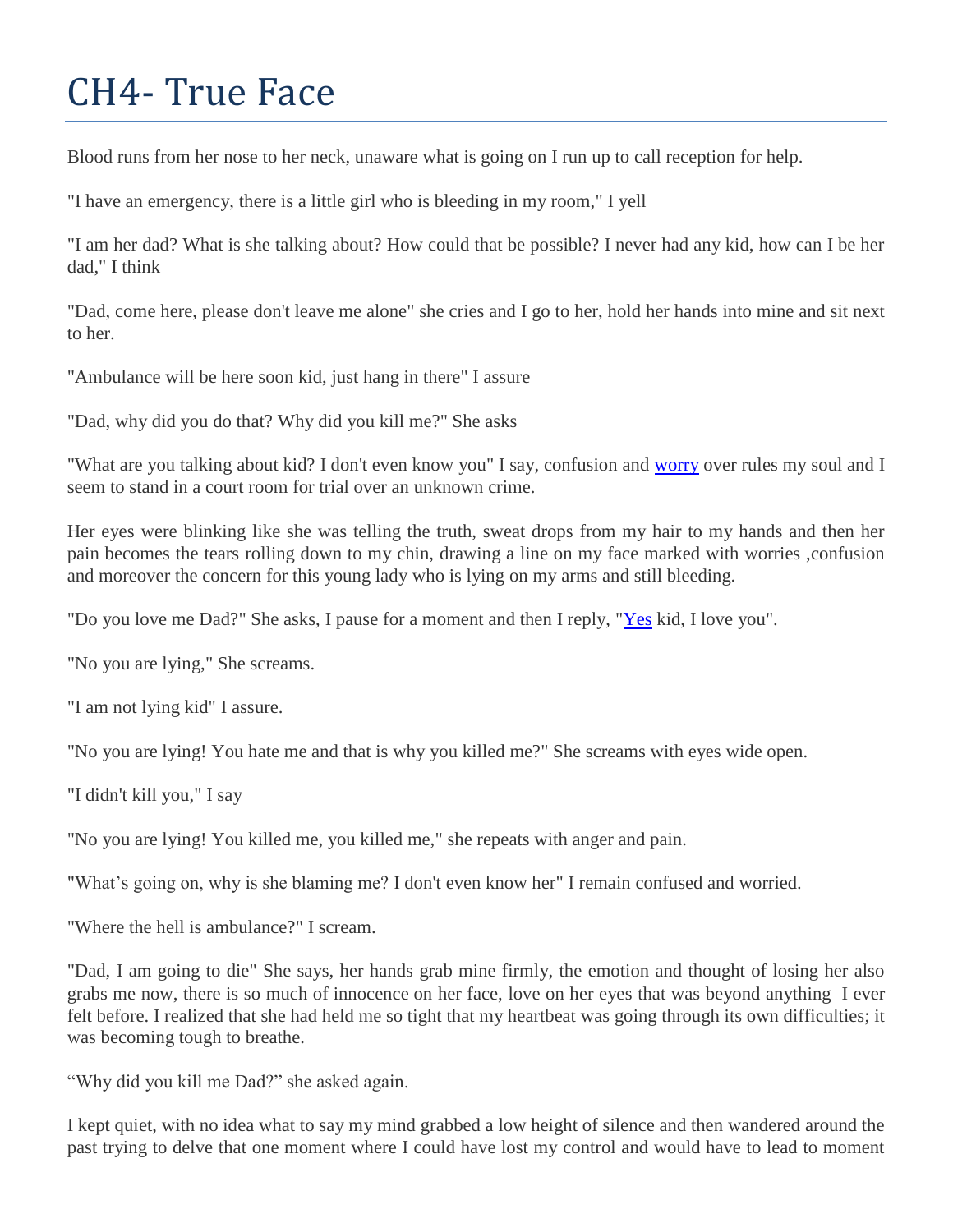# CH4- True Face

Blood runs from her nose to her neck, unaware what is going on I run up to call reception for help.

"I have an emergency, there is a little girl who is bleeding in my room," I yell

"I am her dad? What is she talking about? How could that be possible? I never had any kid, how can I be her dad," I think

"Dad, come here, please don't leave me alone" she cries and I go to her, hold her hands into mine and sit next to her.

"Ambulance will be here soon kid, just hang in there" I assure

"Dad, why did you do that? Why did you kill me?" She asks

"What are you talking about kid? I don't even know you" I say, confusion and worry over rules my soul and I seem to stand in a court room for trial over an unknown crime.

Her eyes were blinking like she was telling the truth, sweat drops from my hair to my hands and then her pain becomes the tears rolling down to my chin, drawing a line on my face marked with worries ,confusion and moreover the concern for this young lady who is lying on my arms and still bleeding.

"Do you love me Dad?" She asks, I pause for a moment and then I reply, "Yes kid, I love you".

"No you are lying," She screams.

"I am not lying kid" I assure.

"No you are lying! You hate me and that is why you killed me?" She screams with eyes wide open.

"I didn't kill you," I say

"No you are lying! You killed me, you killed me," she repeats with anger and pain.

"What's going on, why is she blaming me? I don't even know her" I remain confused and worried.

"Where the hell is ambulance?" I scream.

"Dad, I am going to die" She says, her hands grab mine firmly, the emotion and thought of losing her also grabs me now, there is so much of innocence on her face, love on her eyes that was beyond anything I ever felt before. I realized that she had held me so tight that my heartbeat was going through its own difficulties; it was becoming tough to breathe.

"Why did you kill me Dad?" she asked again.

I kept quiet, with no idea what to say my mind grabbed a low height of silence and then wandered around the past trying to delve that one moment where I could have lost my control and would have to lead to moment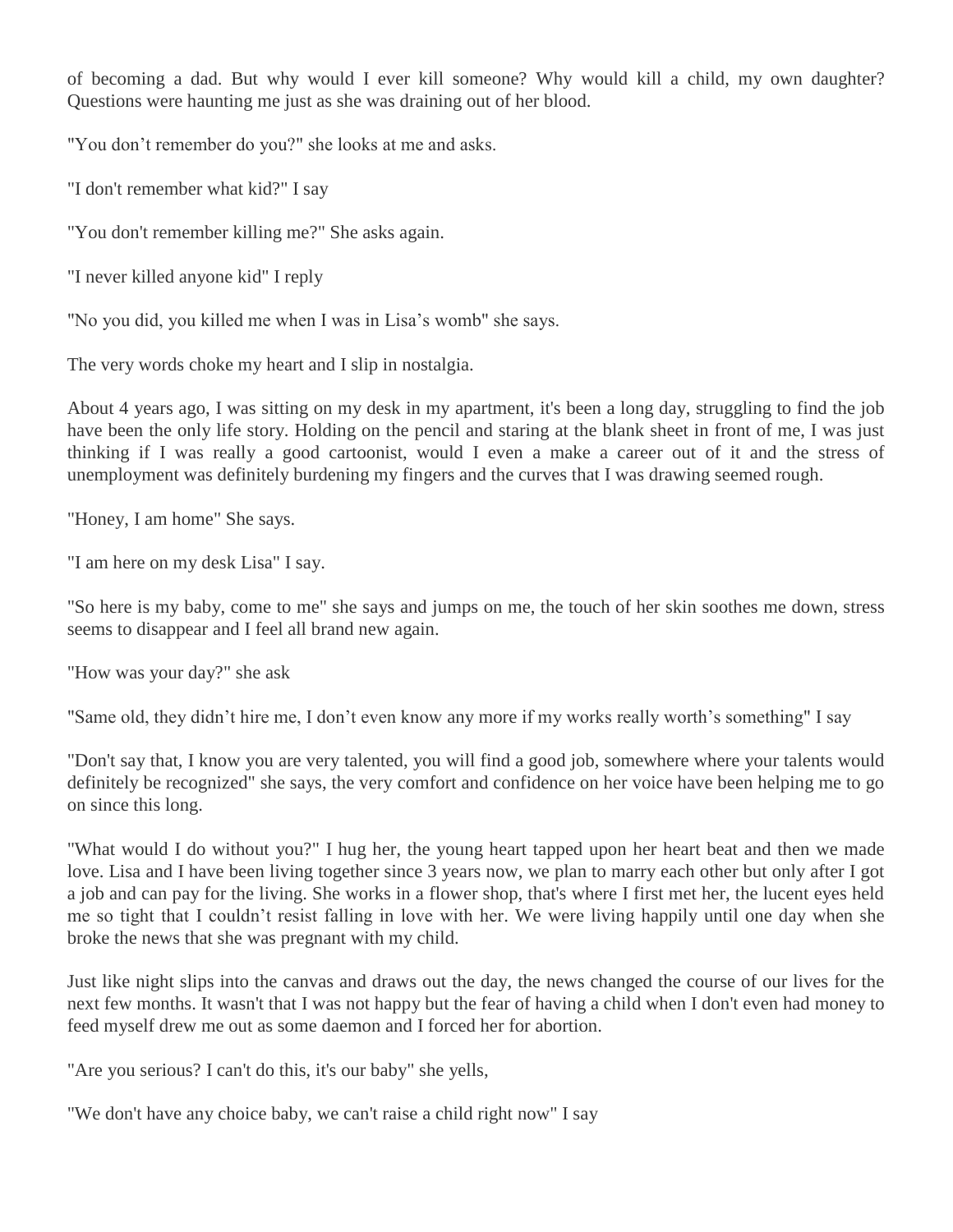of becoming a dad. But why would I ever kill someone? Why would kill a child, my own daughter? Questions were haunting me just as she was draining out of her blood.

"You don't remember do you?" she looks at me and asks.

"I don't remember what kid?" I say

"You don't remember killing me?" She asks again.

"I never killed anyone kid" I reply

"No you did, you killed me when I was in Lisa's womb" she says.

The very words choke my heart and I slip in nostalgia.

About 4 years ago, I was sitting on my desk in my apartment, it's been a long day, struggling to find the job have been the only life story. Holding on the pencil and staring at the blank sheet in front of me, I was just thinking if I was really a good cartoonist, would I even a make a career out of it and the stress of unemployment was definitely burdening my fingers and the curves that I was drawing seemed rough.

"Honey, I am home" She says.

"I am here on my desk Lisa" I say.

"So here is my baby, come to me" she says and jumps on me, the touch of her skin soothes me down, stress seems to disappear and I feel all brand new again.

"How was your day?" she ask

"Same old, they didn't hire me, I don't even know any more if my works really worth's something" I say

"Don't say that, I know you are very talented, you will find a good job, somewhere where your talents would definitely be recognized" she says, the very comfort and confidence on her voice have been helping me to go on since this long.

"What would I do without you?" I hug her, the young heart tapped upon her heart beat and then we made love. Lisa and I have been living together since 3 years now, we plan to marry each other but only after I got a job and can pay for the living. She works in a flower shop, that's where I first met her, the lucent eyes held me so tight that I couldn't resist falling in love with her. We were living happily until one day when she broke the news that she was pregnant with my child.

Just like night slips into the canvas and draws out the day, the news changed the course of our lives for the next few months. It wasn't that I was not happy but the fear of having a child when I don't even had money to feed myself drew me out as some daemon and I forced her for abortion.

"Are you serious? I can't do this, it's our baby" she yells,

"We don't have any choice baby, we can't raise a child right now" I say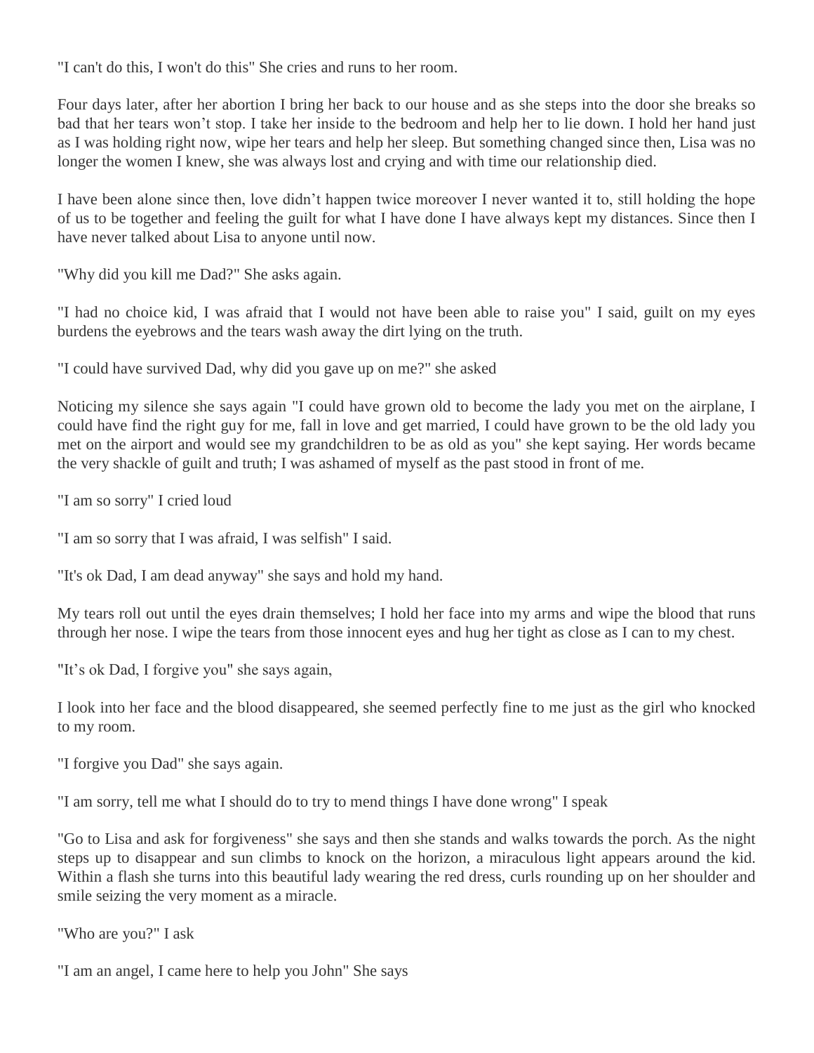"I can't do this, I won't do this" She cries and runs to her room.

Four days later, after her abortion I bring her back to our house and as she steps into the door she breaks so bad that her tears won't stop. I take her inside to the bedroom and help her to lie down. I hold her hand just as I was holding right now, wipe her tears and help her sleep. But something changed since then, Lisa was no longer the women I knew, she was always lost and crying and with time our relationship died.

I have been alone since then, love didn't happen twice moreover I never wanted it to, still holding the hope of us to be together and feeling the guilt for what I have done I have always kept my distances. Since then I have never talked about Lisa to anyone until now.

"Why did you kill me Dad?" She asks again.

"I had no choice kid, I was afraid that I would not have been able to raise you" I said, guilt on my eyes burdens the eyebrows and the tears wash away the dirt lying on the truth.

"I could have survived Dad, why did you gave up on me?" she asked

Noticing my silence she says again "I could have grown old to become the lady you met on the airplane, I could have find the right guy for me, fall in love and get married, I could have grown to be the old lady you met on the airport and would see my grandchildren to be as old as you" she kept saying. Her words became the very shackle of guilt and truth; I was ashamed of myself as the past stood in front of me.

"I am so sorry" I cried loud

"I am so sorry that I was afraid, I was selfish" I said.

"It's ok Dad, I am dead anyway" she says and hold my hand.

My tears roll out until the eyes drain themselves; I hold her face into my arms and wipe the blood that runs through her nose. I wipe the tears from those innocent eyes and hug her tight as close as I can to my chest.

"It's ok Dad, I forgive you" she says again,

I look into her face and the blood disappeared, she seemed perfectly fine to me just as the girl who knocked to my room.

"I forgive you Dad" she says again.

"I am sorry, tell me what I should do to try to mend things I have done wrong" I speak

"Go to Lisa and ask for forgiveness" she says and then she stands and walks towards the porch. As the night steps up to disappear and sun climbs to knock on the horizon, a miraculous light appears around the kid. Within a flash she turns into this beautiful lady wearing the red dress, curls rounding up on her shoulder and smile seizing the very moment as a miracle.

"Who are you?" I ask

"I am an angel, I came here to help you John" She says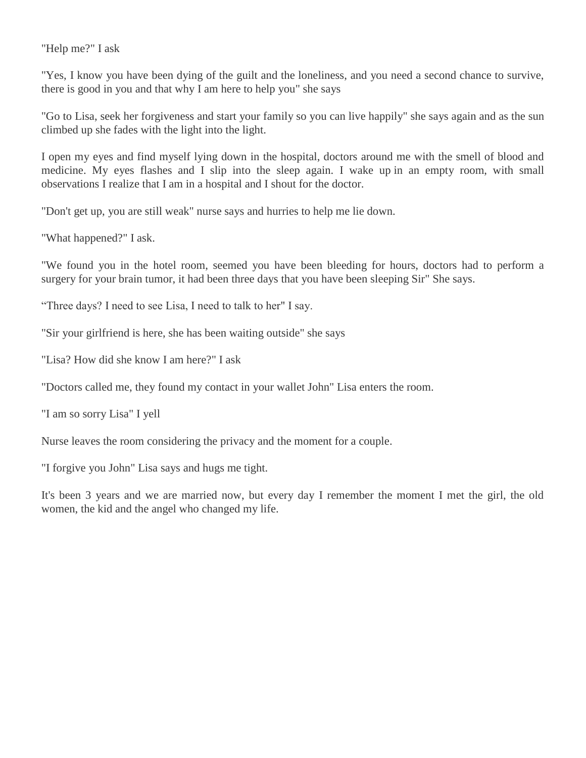"Help me?" I ask

"Yes, I know you have been dying of the guilt and the loneliness, and you need a second chance to survive, there is good in you and that why I am here to help you" she says

"Go to Lisa, seek her forgiveness and start your family so you can live happily" she says again and as the sun climbed up she fades with the light into the light.

I open my eyes and find myself lying down in the hospital, doctors around me with the smell of blood and medicine. My eyes flashes and I slip into the sleep again. I wake up in an empty room, with small observations I realize that I am in a hospital and I shout for the doctor.

"Don't get up, you are still weak" nurse says and hurries to help me lie down.

"What happened?" I ask.

"We found you in the hotel room, seemed you have been bleeding for hours, doctors had to perform a surgery for your brain tumor, it had been three days that you have been sleeping Sir" She says.

“Three days? I need to see Lisa, I need to talk to her" I say.

"Sir your girlfriend is here, she has been waiting outside" she says

"Lisa? How did she know I am here?" I ask

"Doctors called me, they found my contact in your wallet John" Lisa enters the room.

"I am so sorry Lisa" I yell

Nurse leaves the room considering the privacy and the moment for a couple.

"I forgive you John" Lisa says and hugs me tight.

It's been 3 years and we are married now, but every day I remember the moment I met the girl, the old women, the kid and the angel who changed my life.